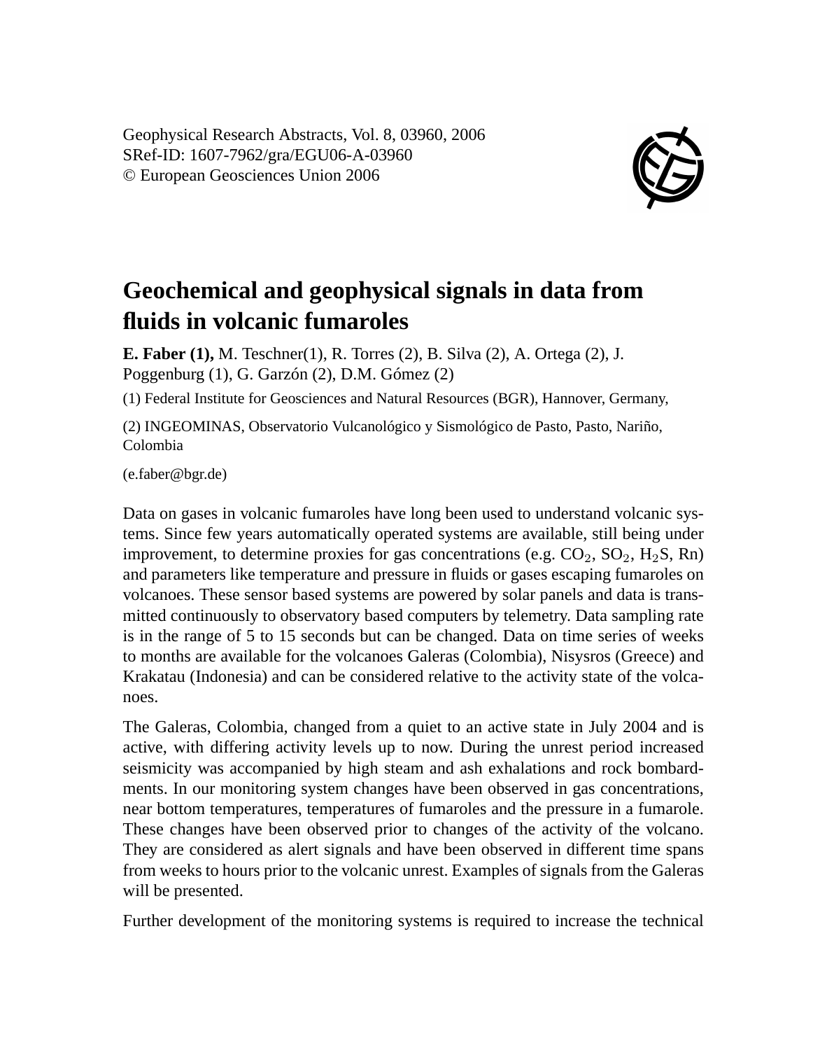Geophysical Research Abstracts, Vol. 8, 03960, 2006
SRef-ID: 1607-7962/gra/EGU06-A-03960
© European Geosciences Union 2006

# Geochemical and geophysical signals in data from fluids in volcanic fumaroles

**E. Faber (1),** M. Teschner(1), R. Torres (2), B. Silva (2), A. Ortega (2), J. Poggenburg (1), G. Garzón (2), D.M. Gómez (2)

(1) Federal Institute for Geosciences and Natural Resources (BGR), Hannover, Germany,

(2) INGEOMINAS, Observatorio Vulcanológico y Sismológico de Pasto, Pasto, Nariño, Colombia

(e.faber@bgr.de)

Data on gases in volcanic fumaroles have long been used to understand volcanic systems. Since few years automatically operated systems are available, still being under improvement, to determine proxies for gas concentrations (e.g. $CO_2$, $SO_2$, $H_2S$, Rn) and parameters like temperature and pressure in fluids or gases escaping fumaroles on volcanoes. These sensor based systems are powered by solar panels and data is transmitted continuously to observatory based computers by telemetry. Data sampling rate is in the range of 5 to 15 seconds but can be changed. Data on time series of weeks to months are available for the volcanoes Galeras (Colombia), Nisysros (Greece) and Krakatau (Indonesia) and can be considered relative to the activity state of the volcanoes.

The Galeras, Colombia, changed from a quiet to an active state in July 2004 and is active, with differing activity levels up to now. During the unrest period increased seismicity was accompanied by high steam and ash exhalations and rock bombardments. In our monitoring system changes have been observed in gas concentrations, near bottom temperatures, temperatures of fumaroles and the pressure in a fumarole. These changes have been observed prior to changes of the activity of the volcano. They are considered as alert signals and have been observed in different time spans from weeks to hours prior to the volcanic unrest. Examples of signals from the Galeras will be presented.

Further development of the monitoring systems is required to increase the technical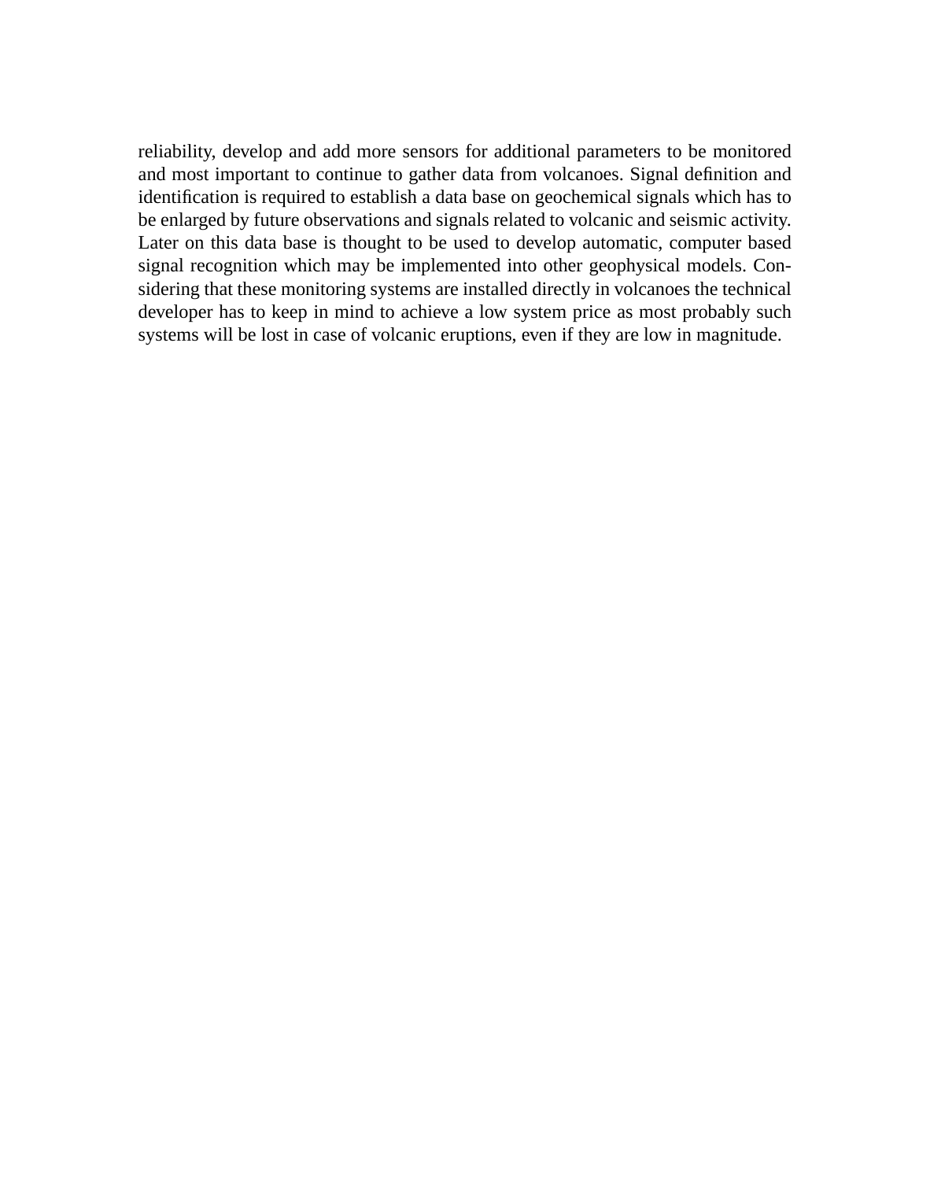reliability, develop and add more sensors for additional parameters to be monitored and most important to continue to gather data from volcanoes. Signal definition and identification is required to establish a data base on geochemical signals which has to be enlarged by future observations and signals related to volcanic and seismic activity. Later on this data base is thought to be used to develop automatic, computer based signal recognition which may be implemented into other geophysical models. Considering that these monitoring systems are installed directly in volcanoes the technical developer has to keep in mind to achieve a low system price as most probably such systems will be lost in case of volcanic eruptions, even if they are low in magnitude.